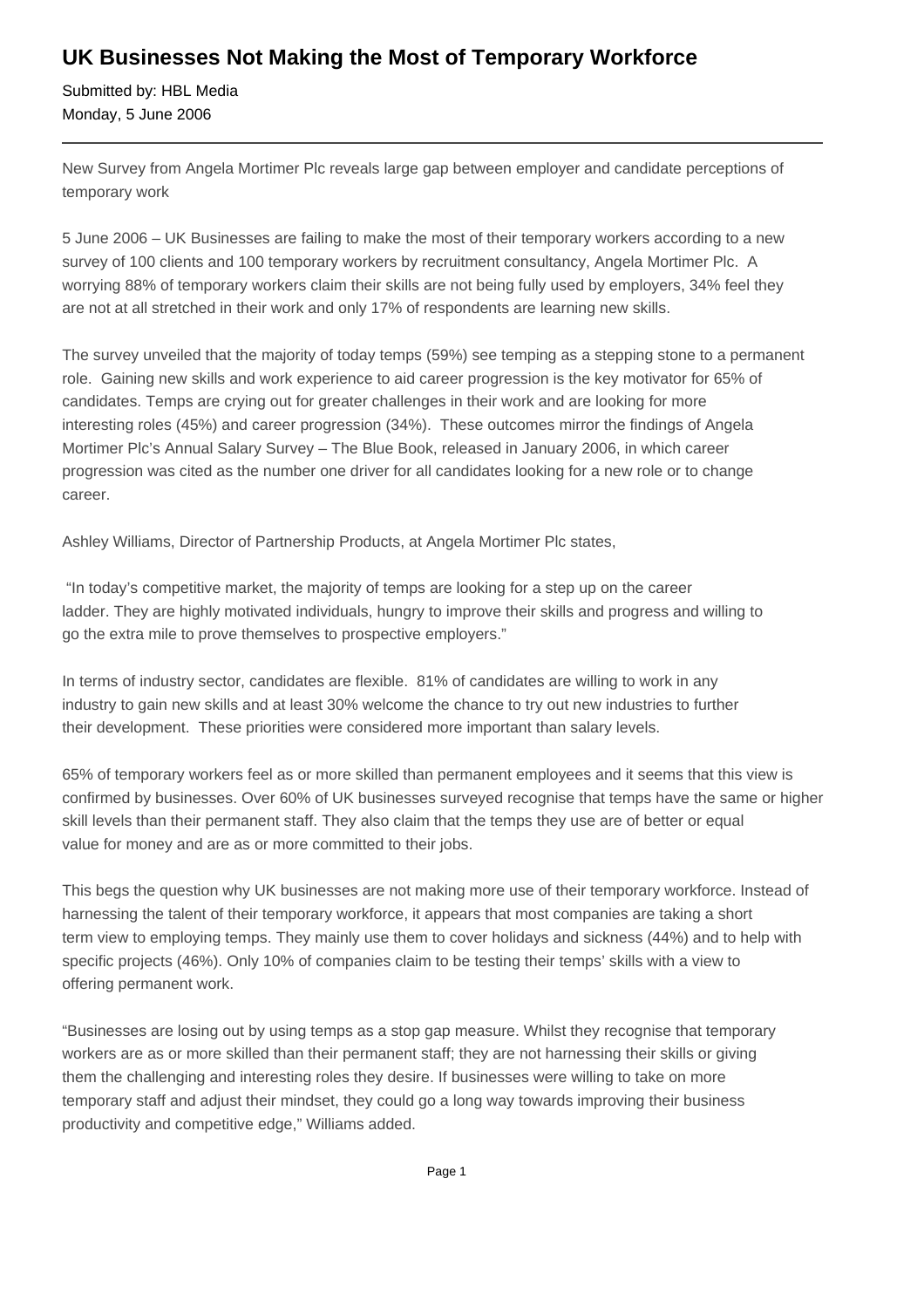# UK Businesses Not Making the Most of Temporary Workforce

Submitted by: HBL Media
Monday, 5 June 2006

---

New Survey from Angela Mortimer Plc reveals large gap between employer and candidate perceptions of temporary work

5 June 2006 – UK Businesses are failing to make the most of their temporary workers according to a new survey of 100 clients and 100 temporary workers by recruitment consultancy, Angela Mortimer Plc. A worrying 88% of temporary workers claim their skills are not being fully used by employers, 34% feel they are not at all stretched in their work and only 17% of respondents are learning new skills.

The survey unveiled that the majority of today temps (59%) see temping as a stepping stone to a permanent role. Gaining new skills and work experience to aid career progression is the key motivator for 65% of candidates. Temps are crying out for greater challenges in their work and are looking for more interesting roles (45%) and career progression (34%). These outcomes mirror the findings of Angela Mortimer Plc's Annual Salary Survey – The Blue Book, released in January 2006, in which career progression was cited as the number one driver for all candidates looking for a new role or to change career.

Ashley Williams, Director of Partnership Products, at Angela Mortimer Plc states,

"In today's competitive market, the majority of temps are looking for a step up on the career ladder. They are highly motivated individuals, hungry to improve their skills and progress and willing to go the extra mile to prove themselves to prospective employers."

In terms of industry sector, candidates are flexible. 81% of candidates are willing to work in any industry to gain new skills and at least 30% welcome the chance to try out new industries to further their development. These priorities were considered more important than salary levels.

65% of temporary workers feel as or more skilled than permanent employees and it seems that this view is confirmed by businesses. Over 60% of UK businesses surveyed recognise that temps have the same or higher skill levels than their permanent staff. They also claim that the temps they use are of better or equal value for money and are as or more committed to their jobs.

This begs the question why UK businesses are not making more use of their temporary workforce. Instead of harnessing the talent of their temporary workforce, it appears that most companies are taking a short term view to employing temps. They mainly use them to cover holidays and sickness (44%) and to help with specific projects (46%). Only 10% of companies claim to be testing their temps' skills with a view to offering permanent work.

"Businesses are losing out by using temps as a stop gap measure. Whilst they recognise that temporary workers are as or more skilled than their permanent staff; they are not harnessing their skills or giving them the challenging and interesting roles they desire. If businesses were willing to take on more temporary staff and adjust their mindset, they could go a long way towards improving their business productivity and competitive edge," Williams added.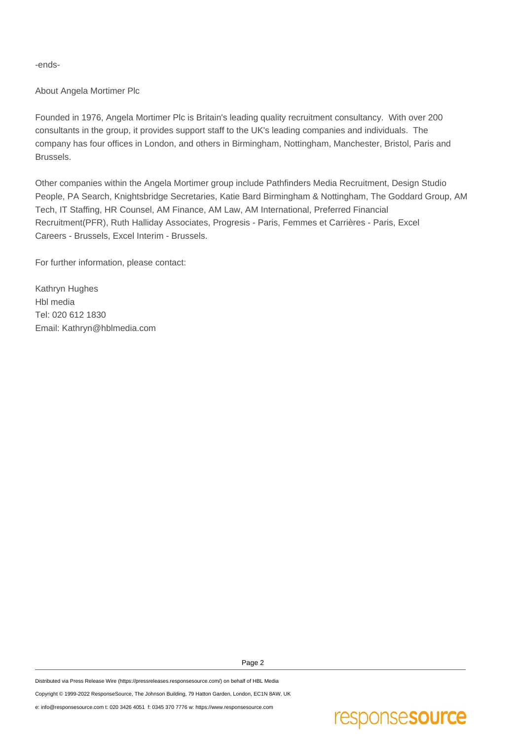-ends-

About Angela Mortimer Plc

Founded in 1976, Angela Mortimer Plc is Britain's leading quality recruitment consultancy. With over 200 consultants in the group, it provides support staff to the UK's leading companies and individuals. The company has four offices in London, and others in Birmingham, Nottingham, Manchester, Bristol, Paris and Brussels.

Other companies within the Angela Mortimer group include Pathfinders Media Recruitment, Design Studio People, PA Search, Knightsbridge Secretaries, Katie Bard Birmingham & Nottingham, The Goddard Group, AM Tech, IT Staffing, HR Counsel, AM Finance, AM Law, AM International, Preferred Financial Recruitment(PFR), Ruth Halliday Associates, Progresis - Paris, Femmes et Carrières - Paris, Excel Careers - Brussels, Excel Interim - Brussels.

For further information, please contact:

Kathryn Hughes
Hbl media
Tel: 020 612 1830
Email: Kathryn@hblmedia.com

Distributed via Press Release Wire (https://pressreleases.responsesource.com/) on behalf of HBL Media

Copyright © 1999-2022 ResponseSource, The Johnson Building, 79 Hatton Garden, London, EC1N 8AW, UK

e: info@responsesource.com t: 020 3426 4051 f: 0345 370 7776 w: https://www.responsesource.com